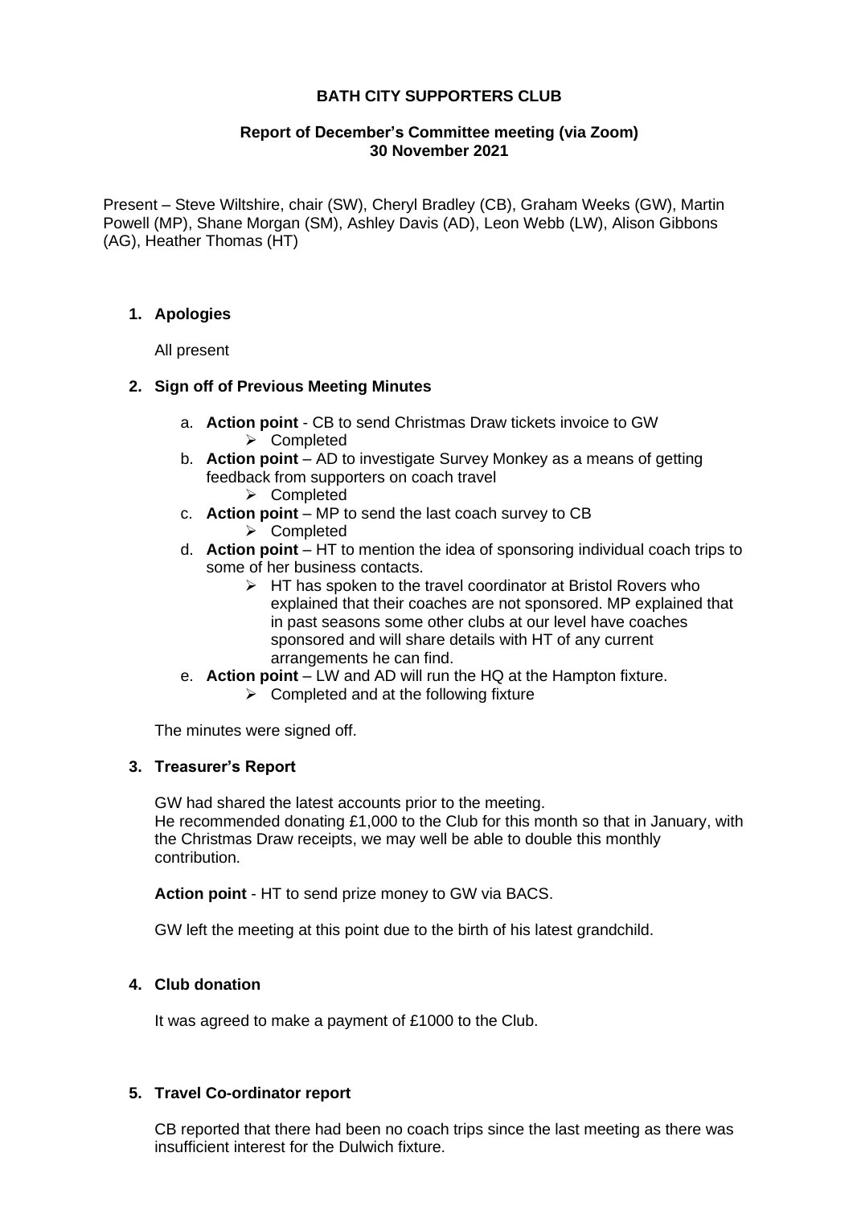# BATH CITY SUPPORTERS CLUB

## Report of December's Committee meeting (via Zoom)
## 30 November 2021

Present – Steve Wiltshire, chair (SW), Cheryl Bradley (CB), Graham Weeks (GW), Martin Powell (MP), Shane Morgan (SM), Ashley Davis (AD), Leon Webb (LW), Alison Gibbons (AG), Heather Thomas (HT)

### 1. Apologies

All present

### 2. Sign off of Previous Meeting Minutes

a. **Action point** - CB to send Christmas Draw tickets invoice to GW
   - Completed

b. **Action point** – AD to investigate Survey Monkey as a means of getting feedback from supporters on coach travel
   - Completed

c. **Action point** – MP to send the last coach survey to CB
   - Completed

d. **Action point** – HT to mention the idea of sponsoring individual coach trips to some of her business contacts.
   - HT has spoken to the travel coordinator at Bristol Rovers who explained that their coaches are not sponsored. MP explained that in past seasons some other clubs at our level have coaches sponsored and will share details with HT of any current arrangements he can find.

e. **Action point** – LW and AD will run the HQ at the Hampton fixture.
   - Completed and at the following fixture

The minutes were signed off.

### 3. Treasurer's Report

GW had shared the latest accounts prior to the meeting.
He recommended donating £1,000 to the Club for this month so that in January, with the Christmas Draw receipts, we may well be able to double this monthly contribution.

**Action point** - HT to send prize money to GW via BACS.

GW left the meeting at this point due to the birth of his latest grandchild.

### 4. Club donation

It was agreed to make a payment of £1000 to the Club.

### 5. Travel Co-ordinator report

CB reported that there had been no coach trips since the last meeting as there was insufficient interest for the Dulwich fixture.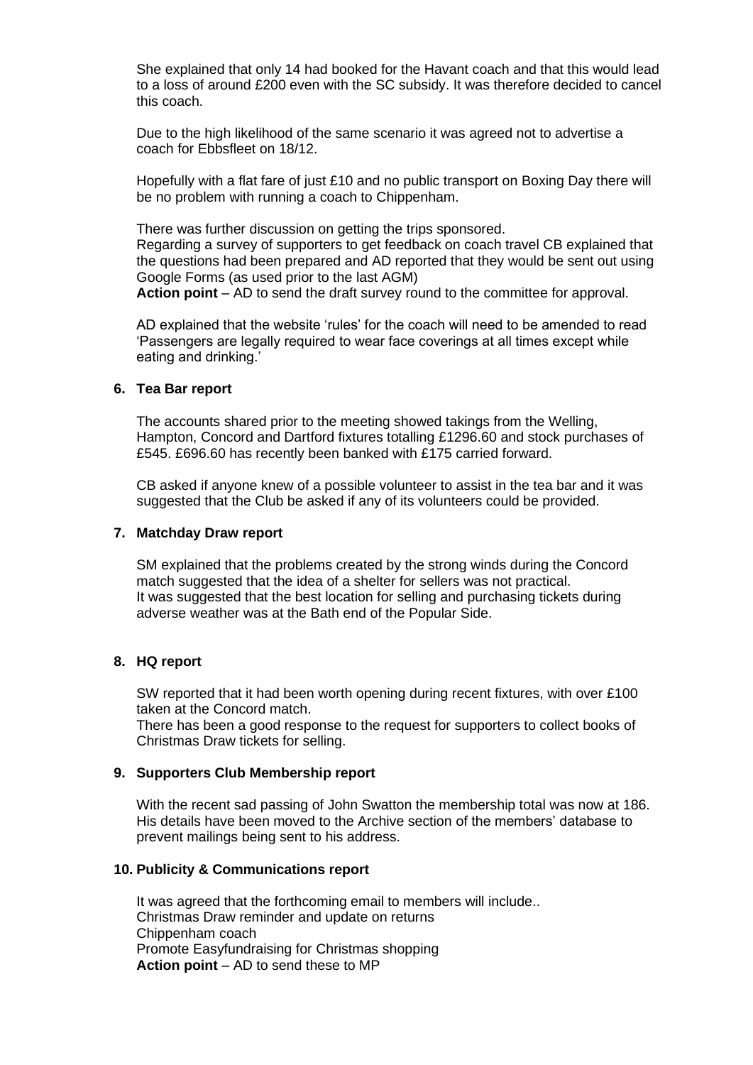She explained that only 14 had booked for the Havant coach and that this would lead to a loss of around £200 even with the SC subsidy. It was therefore decided to cancel this coach.

Due to the high likelihood of the same scenario it was agreed not to advertise a coach for Ebbsfleet on 18/12.

Hopefully with a flat fare of just £10 and no public transport on Boxing Day there will be no problem with running a coach to Chippenham.

There was further discussion on getting the trips sponsored.
Regarding a survey of supporters to get feedback on coach travel CB explained that the questions had been prepared and AD reported that they would be sent out using Google Forms (as used prior to the last AGM)
**Action point** – AD to send the draft survey round to the committee for approval.

AD explained that the website 'rules' for the coach will need to be amended to read 'Passengers are legally required to wear face coverings at all times except while eating and drinking.'

**6. Tea Bar report**

The accounts shared prior to the meeting showed takings from the Welling, Hampton, Concord and Dartford fixtures totalling £1296.60 and stock purchases of £545. £696.60 has recently been banked with £175 carried forward.

CB asked if anyone knew of a possible volunteer to assist in the tea bar and it was suggested that the Club be asked if any of its volunteers could be provided.

**7. Matchday Draw report**

SM explained that the problems created by the strong winds during the Concord match suggested that the idea of a shelter for sellers was not practical.
It was suggested that the best location for selling and purchasing tickets during adverse weather was at the Bath end of the Popular Side.

**8. HQ report**

SW reported that it had been worth opening during recent fixtures, with over £100 taken at the Concord match.
There has been a good response to the request for supporters to collect books of Christmas Draw tickets for selling.

**9. Supporters Club Membership report**

With the recent sad passing of John Swatton the membership total was now at 186. His details have been moved to the Archive section of the members' database to prevent mailings being sent to his address.

**10. Publicity & Communications report**

It was agreed that the forthcoming email to members will include..
Christmas Draw reminder and update on returns
Chippenham coach
Promote Easyfundraising for Christmas shopping
**Action point** – AD to send these to MP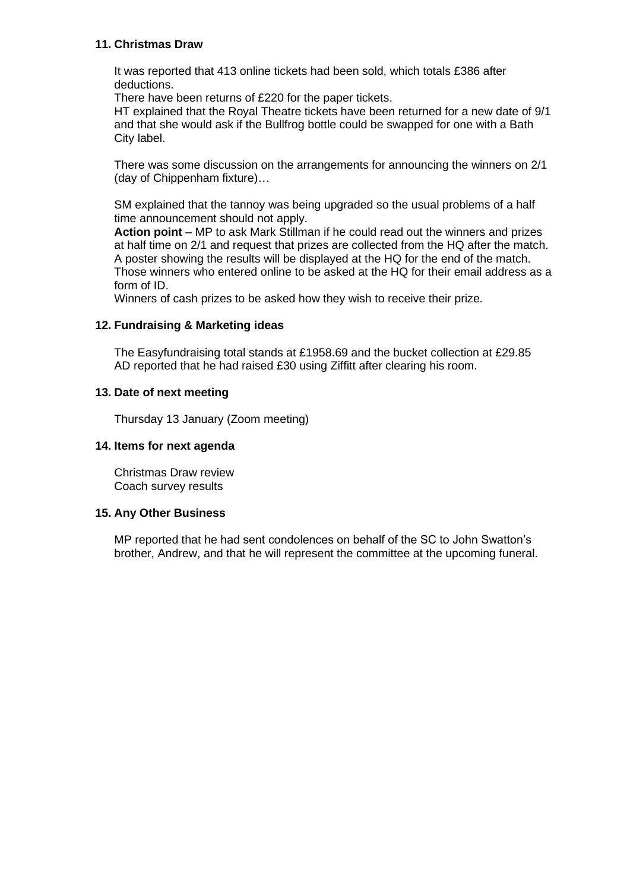### 11. Christmas Draw

It was reported that 413 online tickets had been sold, which totals £386 after deductions.
There have been returns of £220 for the paper tickets.
HT explained that the Royal Theatre tickets have been returned for a new date of 9/1 and that she would ask if the Bullfrog bottle could be swapped for one with a Bath City label.

There was some discussion on the arrangements for announcing the winners on 2/1 (day of Chippenham fixture)…

SM explained that the tannoy was being upgraded so the usual problems of a half time announcement should not apply.
**Action point** – MP to ask Mark Stillman if he could read out the winners and prizes at half time on 2/1 and request that prizes are collected from the HQ after the match.
A poster showing the results will be displayed at the HQ for the end of the match.
Those winners who entered online to be asked at the HQ for their email address as a form of ID.
Winners of cash prizes to be asked how they wish to receive their prize.

### 12. Fundraising & Marketing ideas

The Easyfundraising total stands at £1958.69 and the bucket collection at £29.85
AD reported that he had raised £30 using Ziffitt after clearing his room.

### 13. Date of next meeting

Thursday 13 January (Zoom meeting)

### 14. Items for next agenda

Christmas Draw review
Coach survey results

### 15. Any Other Business

MP reported that he had sent condolences on behalf of the SC to John Swatton's brother, Andrew, and that he will represent the committee at the upcoming funeral.